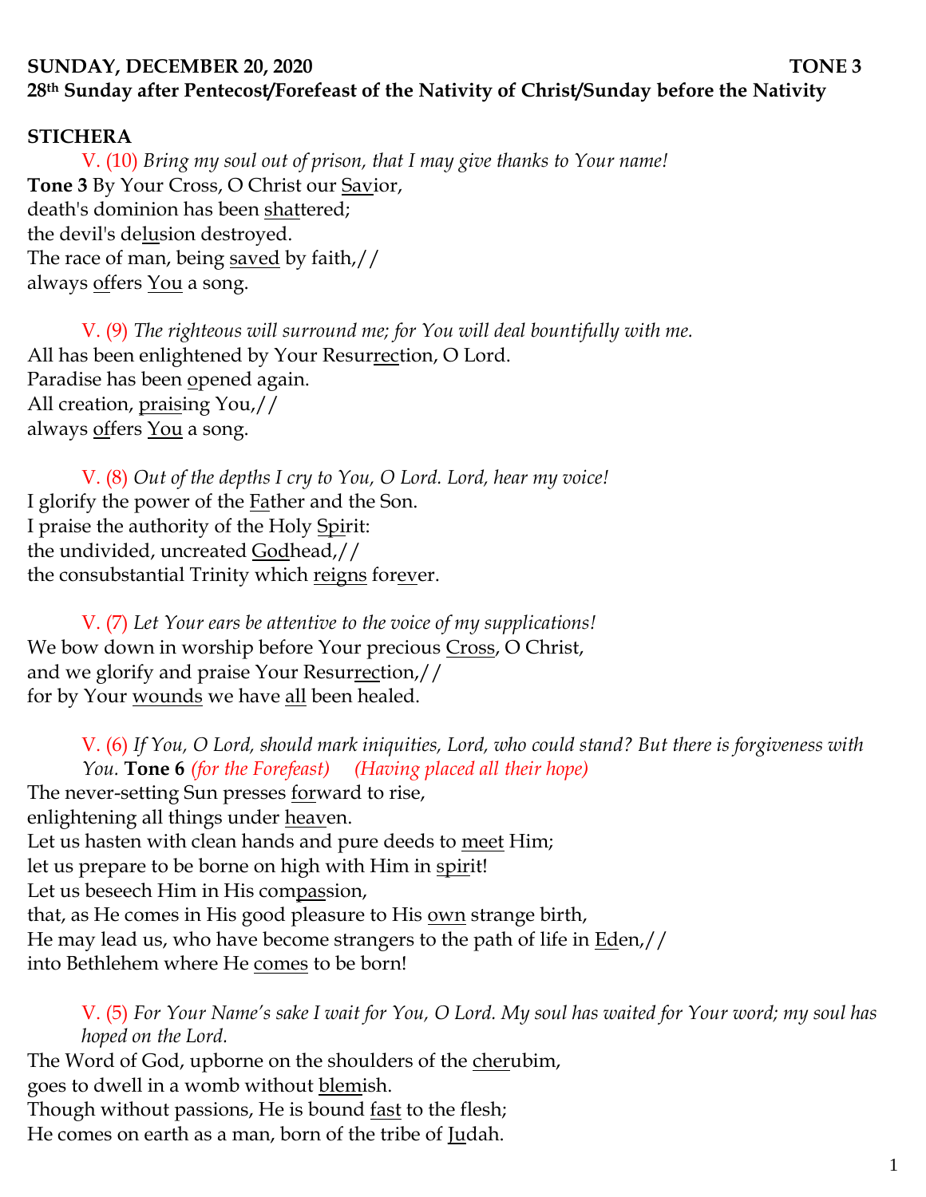**SUNDAY, DECEMBER 20, 2020 TONE 3**
**28th Sunday after Pentecost/Forefeast of the Nativity of Christ/Sunday before the Nativity**

**STICHERA**

V. (10) *Bring my soul out of prison, that I may give thanks to Your name!*
**Tone 3** By Your Cross, O Christ our Savior,
death's dominion has been shattered;
the devil's delusion destroyed.
The race of man, being saved by faith,//
always offers You a song.

V. (9) *The righteous will surround me; for You will deal bountifully with me.*
All has been enlightened by Your Resurrection, O Lord.
Paradise has been opened again.
All creation, praising You,//
always offers You a song.

V. (8) *Out of the depths I cry to You, O Lord. Lord, hear my voice!*
I glorify the power of the Father and the Son.
I praise the authority of the Holy Spirit:
the undivided, uncreated Godhead,//
the consubstantial Trinity which reigns forever.

V. (7) *Let Your ears be attentive to the voice of my supplications!*
We bow down in worship before Your precious Cross, O Christ,
and we glorify and praise Your Resurrection,//
for by Your wounds we have all been healed.

V. (6) *If You, O Lord, should mark iniquities, Lord, who could stand? But there is forgiveness with You.* **Tone 6** *(for the Forefeast)* *(Having placed all their hope)*
The never-setting Sun presses forward to rise,
enlightening all things under heaven.
Let us hasten with clean hands and pure deeds to meet Him;
let us prepare to be borne on high with Him in spirit!
Let us beseech Him in His compassion,
that, as He comes in His good pleasure to His own strange birth,
He may lead us, who have become strangers to the path of life in Eden,//
into Bethlehem where He comes to be born!

V. (5) *For Your Name's sake I wait for You, O Lord. My soul has waited for Your word; my soul has hoped on the Lord.*
The Word of God, upborne on the shoulders of the cherubim,
goes to dwell in a womb without blemish.
Though without passions, He is bound fast to the flesh;
He comes on earth as a man, born of the tribe of Judah.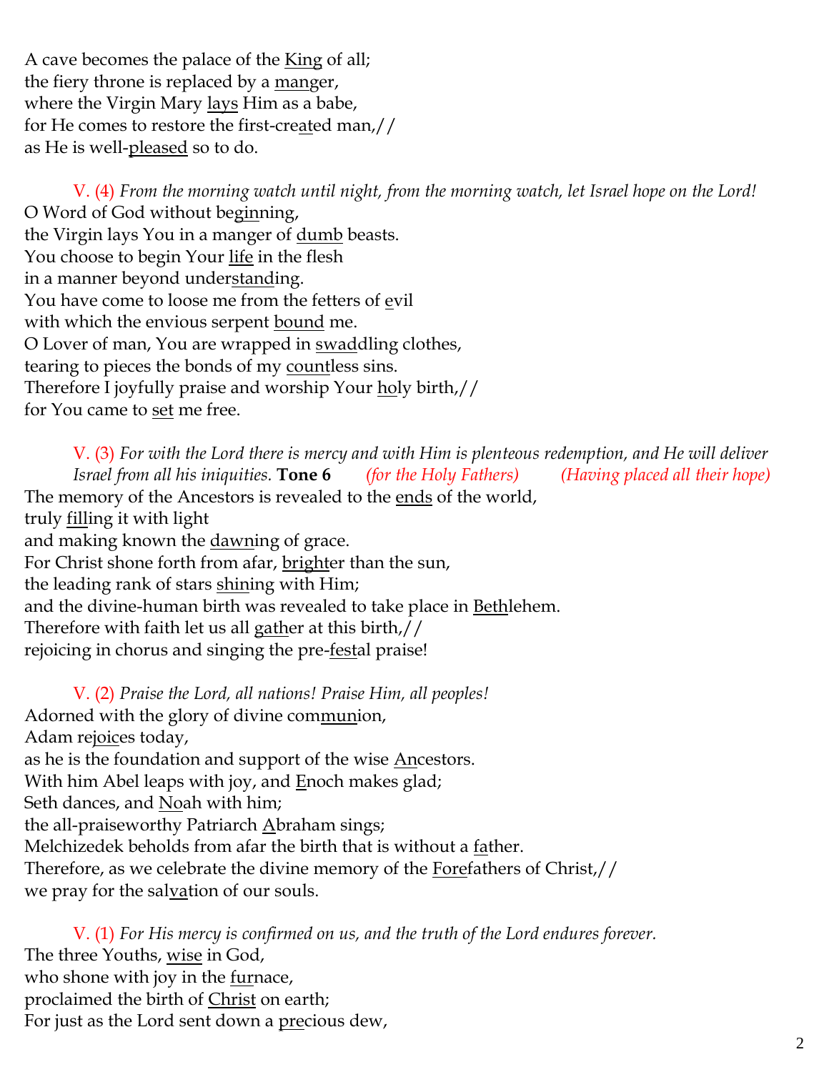A cave becomes the palace of the <u>King</u> of all;
the fiery throne is replaced by a <u>man</u>ger,
where the Virgin Mary <u>lays</u> Him as a babe,
for He comes to restore the first-cre<u>at</u>ed man,//
as He is well-<u>pleased</u> so to do.

V. (4) *From the morning watch until night, from the morning watch, let Israel hope on the Lord!*
O Word of God without beg<u>in</u>ning,
the Virgin lays You in a manger of <u>dumb</u> beasts.
You choose to begin Your <u>life</u> in the flesh
in a manner beyond under<u>stand</u>ing.
You have come to loose me from the fetters of <u>e</u>vil
with which the envious serpent <u>bound</u> me.
O Lover of man, You are wrapped in <u>swad</u>dling clothes,
tearing to pieces the bonds of my <u>count</u>less sins.
Therefore I joyfully praise and worship Your <u>ho</u>ly birth,//
for You came to <u>set</u> me free.

V. (3) *For with the Lord there is mercy and with Him is plenteous redemption, and He will deliver Israel from all his iniquities.* **Tone 6** *(for the Holy Fathers)* *(Having placed all their hope)*
The memory of the Ancestors is revealed to the <u>ends</u> of the world,
truly <u>fill</u>ing it with light
and making known the <u>dawn</u>ing of grace.
For Christ shone forth from afar, <u>bright</u>er than the sun,
the leading rank of stars <u>shin</u>ing with Him;
and the divine-human birth was revealed to take place in <u>Beth</u>lehem.
Therefore with faith let us all <u>gath</u>er at this birth,//
rejoicing in chorus and singing the pre-<u>fest</u>al praise!

V. (2) *Praise the Lord, all nations! Praise Him, all peoples!*
Adorned with the glory of divine com<u>mun</u>ion,
Adam re<u>joic</u>es today,
as he is the foundation and support of the wise <u>An</u>cestors.
With him Abel leaps with joy, and <u>E</u>noch makes glad;
Seth dances, and <u>No</u>ah with him;
the all-praiseworthy Patriarch <u>A</u>braham sings;
Melchizedek beholds from afar the birth that is without a <u>fa</u>ther.
Therefore, as we celebrate the divine memory of the <u>Fore</u>fathers of Christ,//
we pray for the sal<u>va</u>tion of our souls.

V. (1) *For His mercy is confirmed on us, and the truth of the Lord endures forever.*
The three Youths, <u>wise</u> in God,
who shone with joy in the <u>fur</u>nace,
proclaimed the birth of <u>Christ</u> on earth;
For just as the Lord sent down a <u>pre</u>cious dew,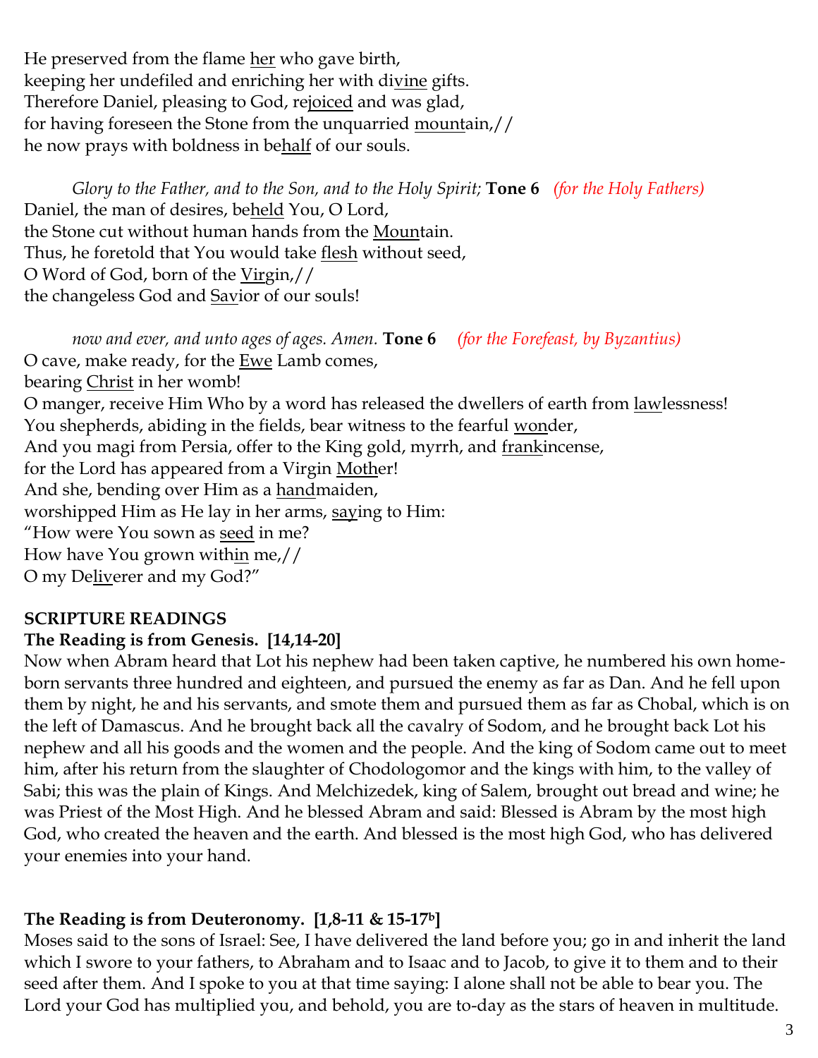He preserved from the flame <u>her</u> who gave birth,
keeping her undefiled and enriching her with di<u>vine</u> gifts.
Therefore Daniel, pleasing to God, re<u>joiced</u> and was glad,
for having foreseen the Stone from the unquarried <u>mount</u>ain,//
he now prays with boldness in be<u>half</u> of our souls.

*Glory to the Father, and to the Son, and to the Holy Spirit;* **Tone 6** *(for the Holy Fathers)*
Daniel, the man of desires, be<u>held</u> You, O Lord,
the Stone cut without human hands from the <u>Moun</u>tain.
Thus, he foretold that You would take <u>flesh</u> without seed,
O Word of God, born of the <u>Vir</u>gin,//
the changeless God and <u>Sav</u>ior of our souls!

*now and ever, and unto ages of ages. Amen.* **Tone 6** *(for the Forefeast, by Byzantius)*
O cave, make ready, for the <u>Ewe</u> Lamb comes,
bearing <u>Christ</u> in her womb!
O manger, receive Him Who by a word has released the dwellers of earth from <u>law</u>lessness!
You shepherds, abiding in the fields, bear witness to the fearful <u>won</u>der,
And you magi from Persia, offer to the King gold, myrrh, and <u>frank</u>incense,
for the Lord has appeared from a Virgin <u>Moth</u>er!
And she, bending over Him as a <u>hand</u>maiden,
worshipped Him as He lay in her arms, <u>say</u>ing to Him:
"How were You sown as <u>seed</u> in me?
How have You grown with<u>in</u> me,//
O my De<u>liv</u>erer and my God?"

**SCRIPTURE READINGS**

**The Reading is from Genesis. [14,14-20]**

Now when Abram heard that Lot his nephew had been taken captive, he numbered his own home-born servants three hundred and eighteen, and pursued the enemy as far as Dan. And he fell upon them by night, he and his servants, and smote them and pursued them as far as Chobal, which is on the left of Damascus. And he brought back all the cavalry of Sodom, and he brought back Lot his nephew and all his goods and the women and the people. And the king of Sodom came out to meet him, after his return from the slaughter of Chodologomor and the kings with him, to the valley of Sabi; this was the plain of Kings. And Melchizedek, king of Salem, brought out bread and wine; he was Priest of the Most High. And he blessed Abram and said: Blessed is Abram by the most high God, who created the heaven and the earth. And blessed is the most high God, who has delivered your enemies into your hand.

**The Reading is from Deuteronomy. [1,8-11 & 15-17b]**

Moses said to the sons of Israel: See, I have delivered the land before you; go in and inherit the land which I swore to your fathers, to Abraham and to Isaac and to Jacob, to give it to them and to their seed after them. And I spoke to you at that time saying: I alone shall not be able to bear you. The Lord your God has multiplied you, and behold, you are to-day as the stars of heaven in multitude.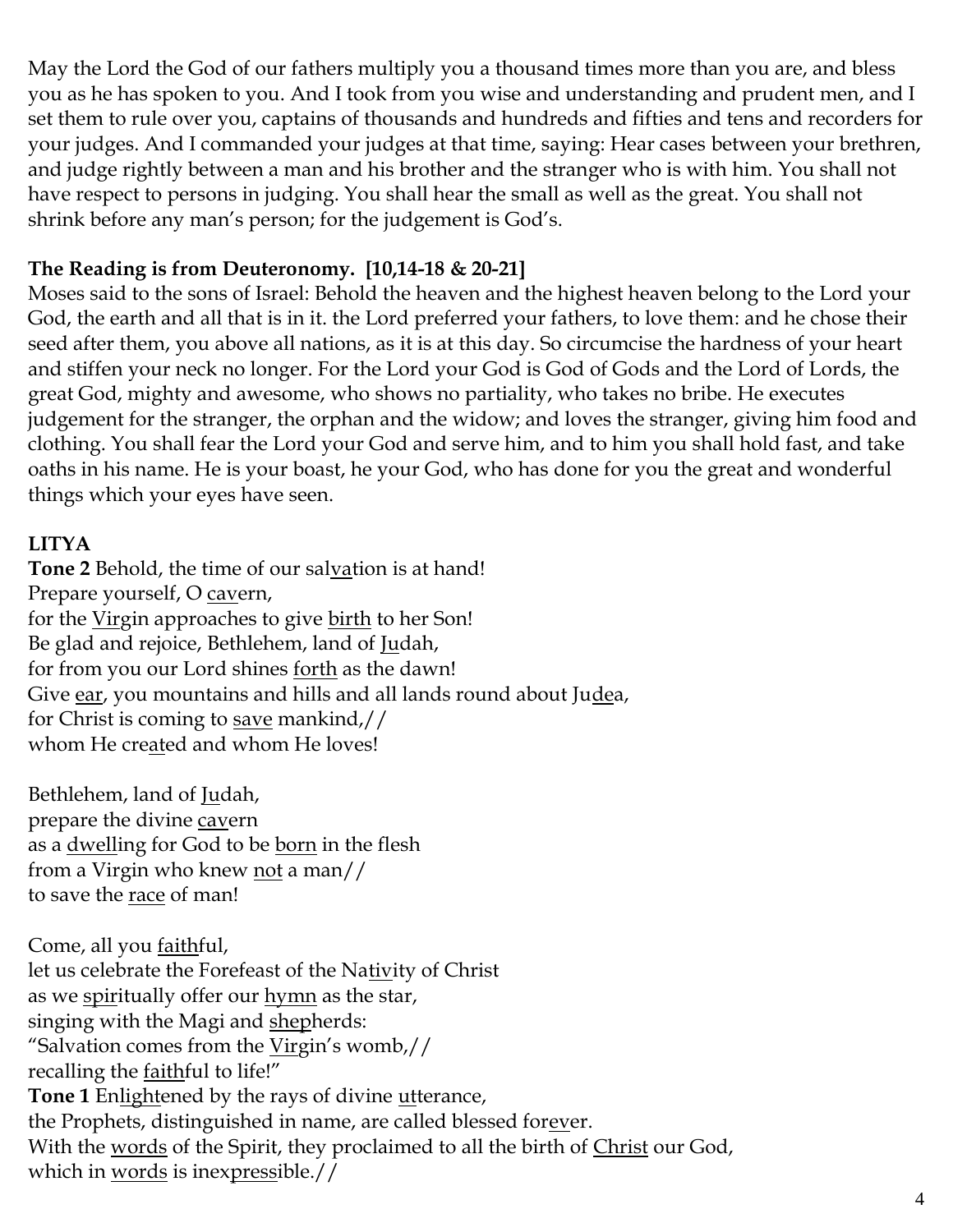May the Lord the God of our fathers multiply you a thousand times more than you are, and bless you as he has spoken to you. And I took from you wise and understanding and prudent men, and I set them to rule over you, captains of thousands and hundreds and fifties and tens and recorders for your judges. And I commanded your judges at that time, saying: Hear cases between your brethren, and judge rightly between a man and his brother and the stranger who is with him. You shall not have respect to persons in judging. You shall hear the small as well as the great. You shall not shrink before any man's person; for the judgement is God's.

**The Reading is from Deuteronomy. [10,14-18 & 20-21]**

Moses said to the sons of Israel: Behold the heaven and the highest heaven belong to the Lord your God, the earth and all that is in it. the Lord preferred your fathers, to love them: and he chose their seed after them, you above all nations, as it is at this day. So circumcise the hardness of your heart and stiffen your neck no longer. For the Lord your God is God of Gods and the Lord of Lords, the great God, mighty and awesome, who shows no partiality, who takes no bribe. He executes judgement for the stranger, the orphan and the widow; and loves the stranger, giving him food and clothing. You shall fear the Lord your God and serve him, and to him you shall hold fast, and take oaths in his name. He is your boast, he your God, who has done for you the great and wonderful things which your eyes have seen.

**LITYA**

**Tone 2** Behold, the time of our salvation is at hand!
Prepare yourself, O cavern,
for the Virgin approaches to give birth to her Son!
Be glad and rejoice, Bethlehem, land of Judah,
for from you our Lord shines forth as the dawn!
Give ear, you mountains and hills and all lands round about Judea,
for Christ is coming to save mankind,//
whom He created and whom He loves!

Bethlehem, land of Judah,
prepare the divine cavern
as a dwelling for God to be born in the flesh
from a Virgin who knew not a man//
to save the race of man!

Come, all you faithful,
let us celebrate the Forefeast of the Nativity of Christ
as we spiritually offer our hymn as the star,
singing with the Magi and shepherds:
"Salvation comes from the Virgin's womb,//
recalling the faithful to life!"

**Tone 1** Enlightened by the rays of divine utterance,
the Prophets, distinguished in name, are called blessed forever.
With the words of the Spirit, they proclaimed to all the birth of Christ our God,
which in words is inexpressible.//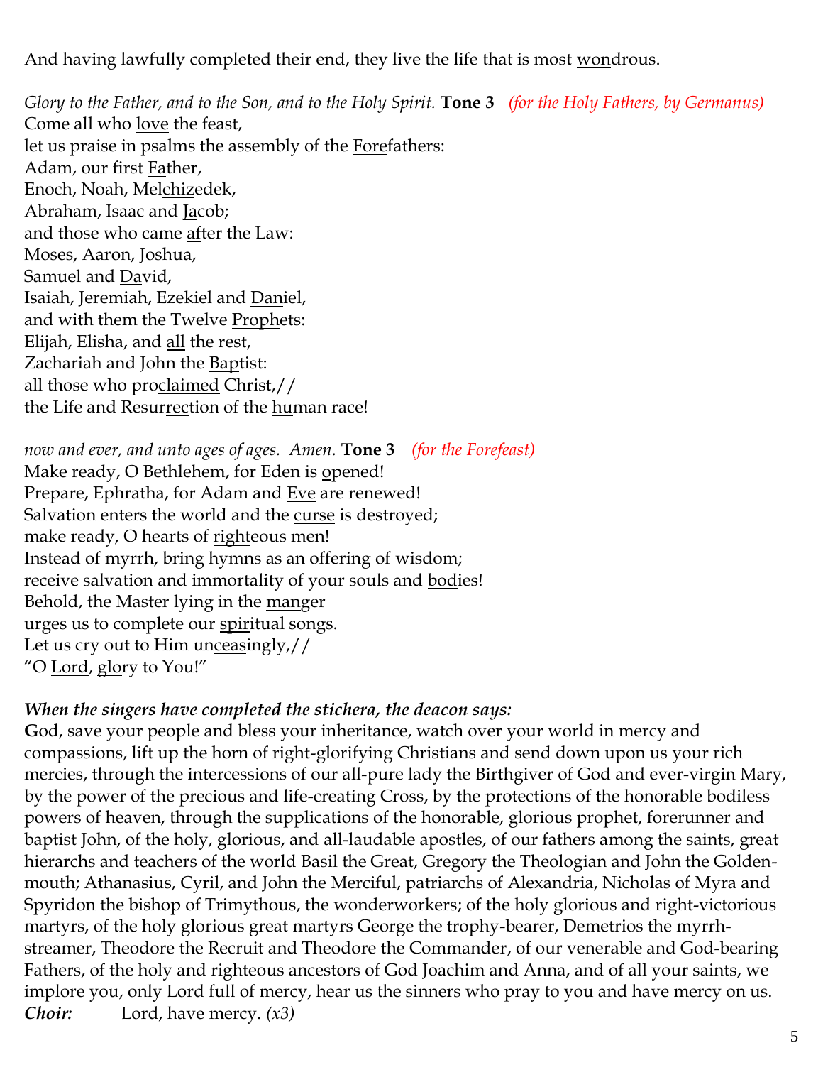And having lawfully completed their end, they live the life that is most <u>won</u>drous.

*Glory to the Father, and to the Son, and to the Holy Spirit.* **Tone 3** *(for the Holy Fathers, by Germanus)*
Come all who <u>love</u> the feast,
let us praise in psalms the assembly of the <u>Fore</u>fathers:
Adam, our first <u>Fa</u>ther,
Enoch, Noah, Mel<u>chiz</u>edek,
Abraham, Isaac and <u>Ja</u>cob;
and those who came <u>af</u>ter the Law:
Moses, Aaron, <u>Josh</u>ua,
Samuel and <u>Da</u>vid,
Isaiah, Jeremiah, Ezekiel and <u>Dan</u>iel,
and with them the Twelve <u>Proph</u>ets:
Elijah, Elisha, and <u>all</u> the rest,
Zachariah and John the <u>Bap</u>tist:
all those who pro<u>claimed</u> Christ,//
the Life and Resur<u>rec</u>tion of the <u>hu</u>man race!

*now and ever, and unto ages of ages. Amen.* **Tone 3** *(for the Forefeast)*
Make ready, O Bethlehem, for Eden is <u>o</u>pened!
Prepare, Ephratha, for Adam and <u>Eve</u> are renewed!
Salvation enters the world and the <u>curse</u> is destroyed;
make ready, O hearts of <u>right</u>eous men!
Instead of myrrh, bring hymns as an offering of <u>wis</u>dom;
receive salvation and immortality of your souls and <u>bod</u>ies!
Behold, the Master lying in the <u>man</u>ger
urges us to complete our <u>spir</u>itual songs.
Let us cry out to Him un<u>ceas</u>ingly,//
"O <u>Lord</u>, <u>glo</u>ry to You!"

***When the singers have completed the stichera, the deacon says:***
**G**od, save your people and bless your inheritance, watch over your world in mercy and compassions, lift up the horn of right-glorifying Christians and send down upon us your rich mercies, through the intercessions of our all-pure lady the Birthgiver of God and ever-virgin Mary, by the power of the precious and life-creating Cross, by the protections of the honorable bodiless powers of heaven, through the supplications of the honorable, glorious prophet, forerunner and baptist John, of the holy, glorious, and all-laudable apostles, of our fathers among the saints, great hierarchs and teachers of the world Basil the Great, Gregory the Theologian and John the Golden-mouth; Athanasius, Cyril, and John the Merciful, patriarchs of Alexandria, Nicholas of Myra and Spyridon the bishop of Trimythous, the wonderworkers; of the holy glorious and right-victorious martyrs, of the holy glorious great martyrs George the trophy-bearer, Demetrios the myrrh-streamer, Theodore the Recruit and Theodore the Commander, of our venerable and God-bearing Fathers, of the holy and righteous ancestors of God Joachim and Anna, and of all your saints, we implore you, only Lord full of mercy, hear us the sinners who pray to you and have mercy on us.
***Choir:*** Lord, have mercy. *(x3)*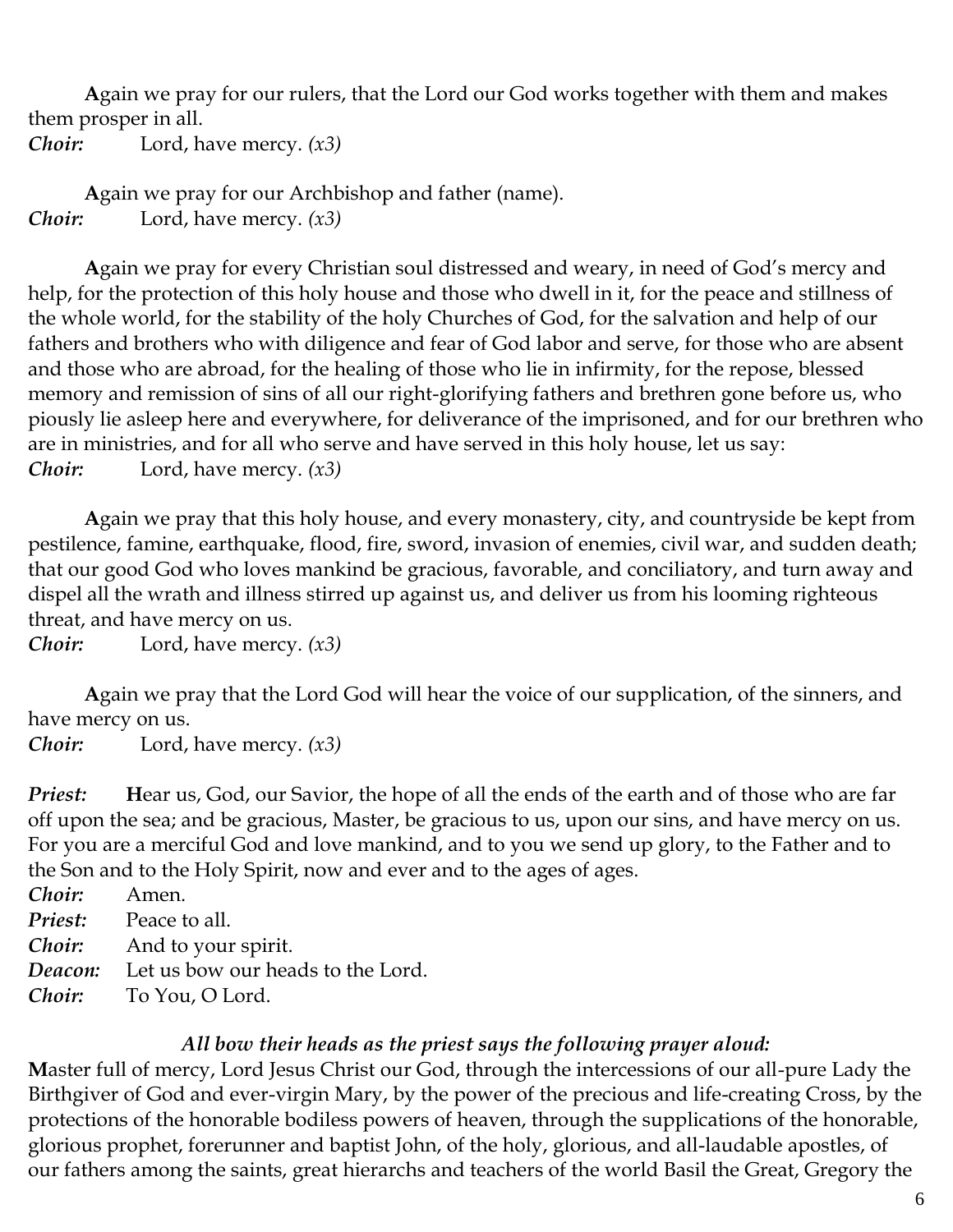**A**gain we pray for our rulers, that the Lord our God works together with them and makes them prosper in all.

***Choir:*** Lord, have mercy. *(x3)*

**A**gain we pray for our Archbishop and father (name).

***Choir:*** Lord, have mercy. *(x3)*

**A**gain we pray for every Christian soul distressed and weary, in need of God's mercy and help, for the protection of this holy house and those who dwell in it, for the peace and stillness of the whole world, for the stability of the holy Churches of God, for the salvation and help of our fathers and brothers who with diligence and fear of God labor and serve, for those who are absent and those who are abroad, for the healing of those who lie in infirmity, for the repose, blessed memory and remission of sins of all our right-glorifying fathers and brethren gone before us, who piously lie asleep here and everywhere, for deliverance of the imprisoned, and for our brethren who are in ministries, and for all who serve and have served in this holy house, let us say:

***Choir:*** Lord, have mercy. *(x3)*

**A**gain we pray that this holy house, and every monastery, city, and countryside be kept from pestilence, famine, earthquake, flood, fire, sword, invasion of enemies, civil war, and sudden death; that our good God who loves mankind be gracious, favorable, and conciliatory, and turn away and dispel all the wrath and illness stirred up against us, and deliver us from his looming righteous threat, and have mercy on us.

***Choir:*** Lord, have mercy. *(x3)*

**A**gain we pray that the Lord God will hear the voice of our supplication, of the sinners, and have mercy on us.

***Choir:*** Lord, have mercy. *(x3)*

***Priest:*** **H**ear us, God, our Savior, the hope of all the ends of the earth and of those who are far off upon the sea; and be gracious, Master, be gracious to us, upon our sins, and have mercy on us. For you are a merciful God and love mankind, and to you we send up glory, to the Father and to the Son and to the Holy Spirit, now and ever and to the ages of ages.

***Choir:*** Amen.

***Priest:*** Peace to all.

***Choir:*** And to your spirit.

***Deacon:*** Let us bow our heads to the Lord.

***Choir:*** To You, O Lord.

***All bow their heads as the priest says the following prayer aloud:***

**M**aster full of mercy, Lord Jesus Christ our God, through the intercessions of our all-pure Lady the Birthgiver of God and ever-virgin Mary, by the power of the precious and life-creating Cross, by the protections of the honorable bodiless powers of heaven, through the supplications of the honorable, glorious prophet, forerunner and baptist John, of the holy, glorious, and all-laudable apostles, of our fathers among the saints, great hierarchs and teachers of the world Basil the Great, Gregory the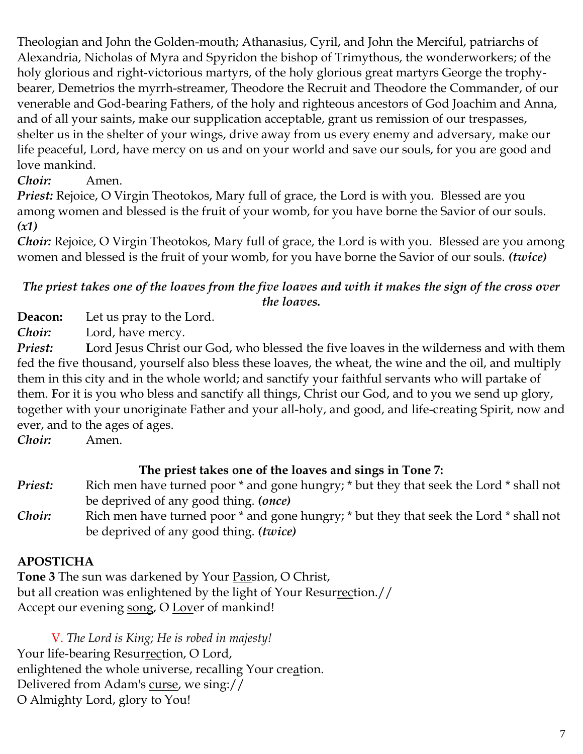Theologian and John the Golden-mouth; Athanasius, Cyril, and John the Merciful, patriarchs of Alexandria, Nicholas of Myra and Spyridon the bishop of Trimythous, the wonderworkers; of the holy glorious and right-victorious martyrs, of the holy glorious great martyrs George the trophy-bearer, Demetrios the myrrh-streamer, Theodore the Recruit and Theodore the Commander, of our venerable and God-bearing Fathers, of the holy and righteous ancestors of God Joachim and Anna, and of all your saints, make our supplication acceptable, grant us remission of our trespasses, shelter us in the shelter of your wings, drive away from us every enemy and adversary, make our life peaceful, Lord, have mercy on us and on your world and save our souls, for you are good and love mankind.

***Choir:*** Amen.

***Priest:*** Rejoice, O Virgin Theotokos, Mary full of grace, the Lord is with you. Blessed are you among women and blessed is the fruit of your womb, for you have borne the Savior of our souls. ***(x1)***

***Choir:*** Rejoice, O Virgin Theotokos, Mary full of grace, the Lord is with you. Blessed are you among women and blessed is the fruit of your womb, for you have borne the Savior of our souls. ***(twice)***

***The priest takes one of the loaves from the five loaves and with it makes the sign of the cross over the loaves.***

**Deacon:** Let us pray to the Lord.

***Choir:*** Lord, have mercy.

***Priest:*** **L**ord Jesus Christ our God, who blessed the five loaves in the wilderness and with them fed the five thousand, yourself also bless these loaves, the wheat, the wine and the oil, and multiply them in this city and in the whole world; and sanctify your faithful servants who will partake of them. **F**or it is you who bless and sanctify all things, Christ our God, and to you we send up glory, together with your unoriginate Father and your all-holy, and good, and life-creating Spirit, now and ever, and to the ages of ages.

***Choir:*** Amen.

**The priest takes one of the loaves and sings in Tone 7:**

***Priest:*** Rich men have turned poor * and gone hungry; * but they that seek the Lord * shall not be deprived of any good thing. ***(once)***

***Choir:*** Rich men have turned poor * and gone hungry; * but they that seek the Lord * shall not be deprived of any good thing. ***(twice)***

**APOSTICHA**

**Tone 3** The sun was darkened by Your Passion, O Christ,
but all creation was enlightened by the light of Your Resurrection.//
Accept our evening song, O Lover of mankind!

V. *The Lord is King; He is robed in majesty!*
Your life-bearing Resurrection, O Lord,
enlightened the whole universe, recalling Your creation.
Delivered from Adam's curse, we sing://
O Almighty Lord, glory to You!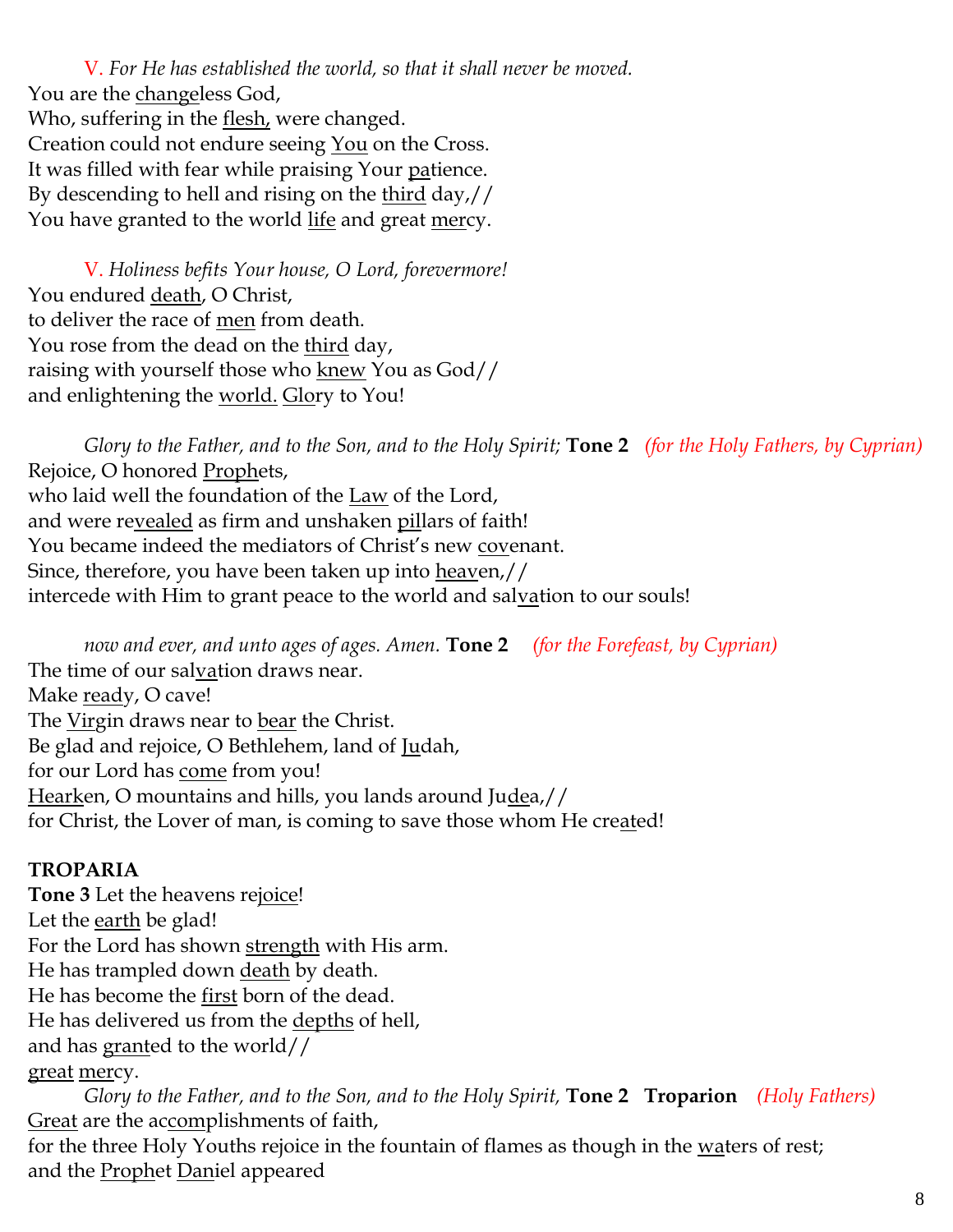V. *For He has established the world, so that it shall never be moved.*
You are the <u>change</u>less God,
Who, suffering in the <u>flesh,</u> were changed.
Creation could not endure seeing <u>You</u> on the Cross.
It was filled with fear while praising Your <u>pa</u>tience.
By descending to hell and rising on the <u>third</u> day,//
You have granted to the world <u>life</u> and great <u>mer</u>cy.

V. *Holiness befits Your house, O Lord, forevermore!*
You endured <u>death</u>, O Christ,
to deliver the race of <u>men</u> from death.
You rose from the dead on the <u>third</u> day,
raising with yourself those who <u>knew</u> You as God//
and enlightening the <u>world.</u> <u>Glo</u>ry to You!

*Glory to the Father, and to the Son, and to the Holy Spirit;* **Tone 2** *(for the Holy Fathers, by Cyprian)*
Rejoice, O honored <u>Proph</u>ets,
who laid well the foundation of the <u>Law</u> of the Lord,
and were re<u>vealed</u> as firm and unshaken <u>pil</u>lars of faith!
You became indeed the mediators of Christ's new <u>cov</u>enant.
Since, therefore, you have been taken up into <u>heav</u>en,//
intercede with Him to grant peace to the world and sal<u>va</u>tion to our souls!

*now and ever, and unto ages of ages. Amen.* **Tone 2** *(for the Forefeast, by Cyprian)*
The time of our sal<u>va</u>tion draws near.
Make <u>read</u>y, O cave!
The <u>Vir</u>gin draws near to <u>bear</u> the Christ.
Be glad and rejoice, O Bethlehem, land of <u>Ju</u>dah,
for our Lord has <u>come</u> from you!
<u>Heark</u>en, O mountains and hills, you lands around Ju<u>de</u>a,//
for Christ, the Lover of man, is coming to save those whom He cre<u>at</u>ed!

**TROPARIA**

**Tone 3** Let the heavens re<u>joice</u>!
Let the <u>earth</u> be glad!
For the Lord has shown <u>strength</u> with His arm.
He has trampled down <u>death</u> by death.
He has become the <u>first</u> born of the dead.
He has delivered us from the <u>depths</u> of hell,
and has <u>grant</u>ed to the world//
<u>great</u> <u>mer</u>cy.

*Glory to the Father, and to the Son, and to the Holy Spirit,* **Tone 2 Troparion** *(Holy Fathers)*
<u>Great</u> are the ac<u>com</u>plishments of faith,
for the three Holy Youths rejoice in the fountain of flames as though in the <u>wa</u>ters of rest;
and the <u>Proph</u>et <u>Dan</u>iel appeared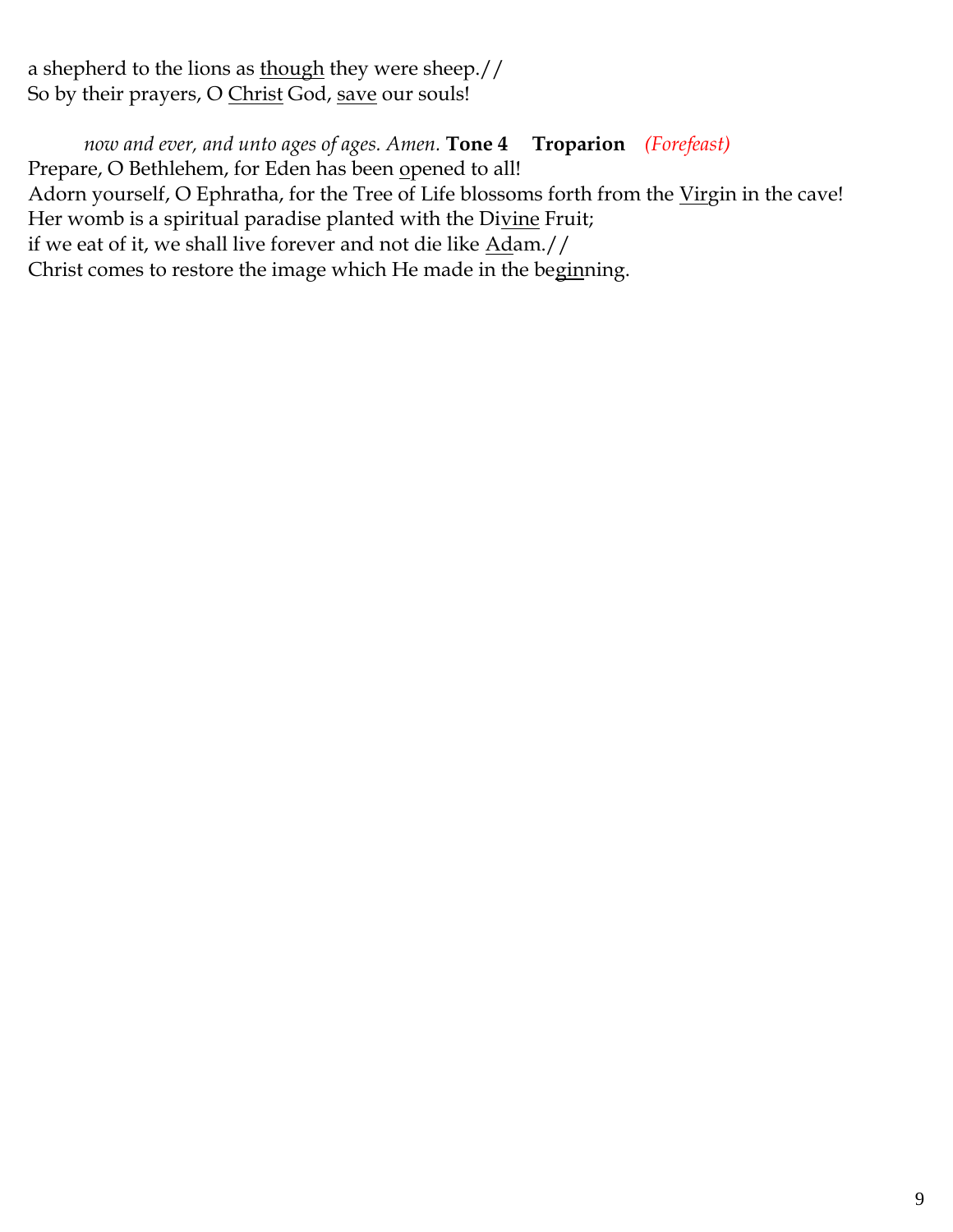a shepherd to the lions as <u>though</u> they were sheep.//
So by their prayers, O <u>Christ</u> God, <u>save</u> our souls!

*now and ever, and unto ages of ages. Amen.* **Tone 4 Troparion** *(Forefeast)*
Prepare, O Bethlehem, for Eden has been <u>o</u>pened to all!
Adorn yourself, O Ephratha, for the Tree of Life blossoms forth from the <u>Vir</u>gin in the cave!
Her womb is a spiritual paradise planted with the Di<u>vine</u> Fruit;
if we eat of it, we shall live forever and not die like <u>Ad</u>am.//
Christ comes to restore the image which He made in the be<u>gin</u>ning.